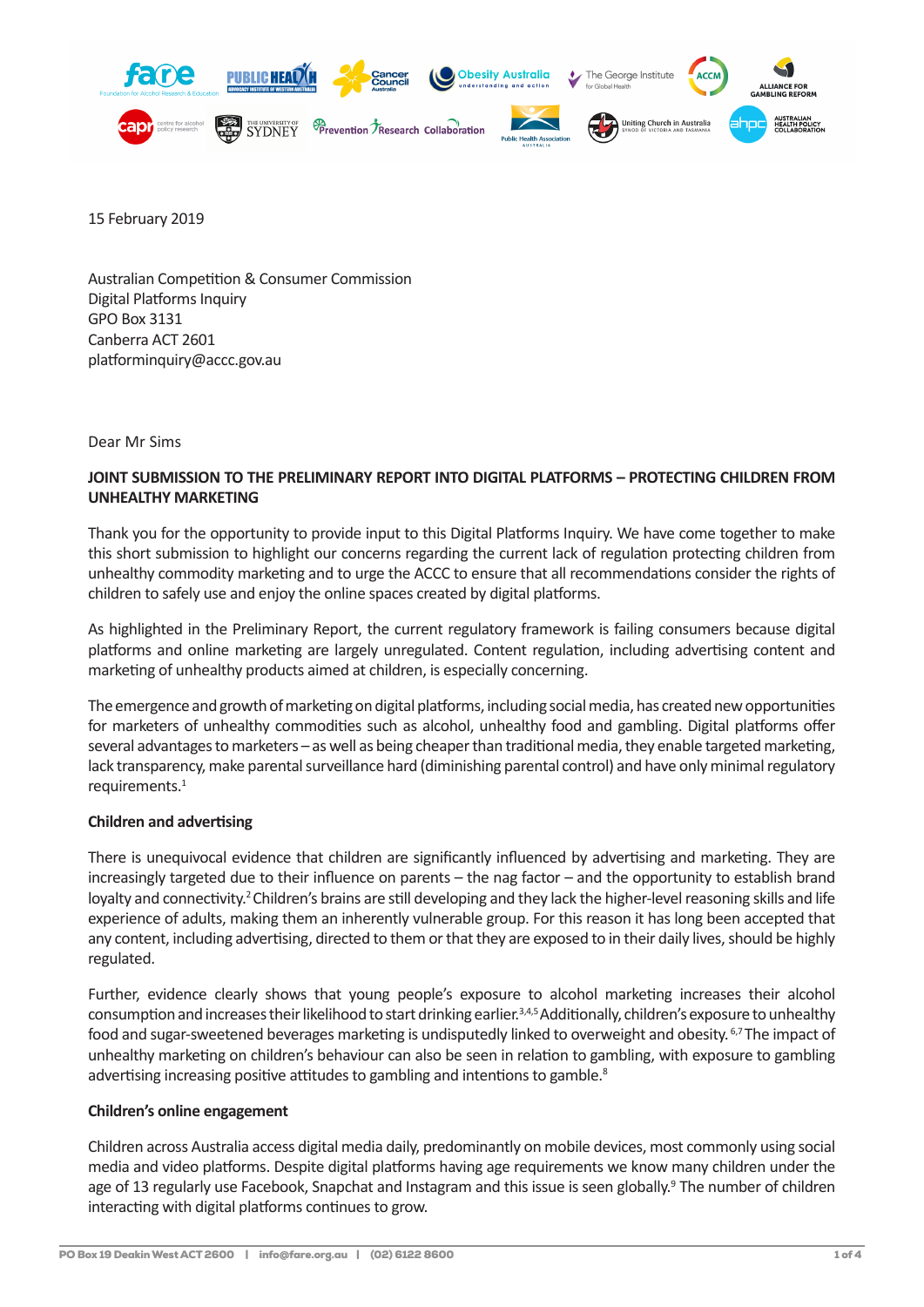15 February 2019

Australian Competition & Consumer Commission
Digital Platforms Inquiry
GPO Box 3131
Canberra ACT 2601
platforminquiry@accc.gov.au

Dear Mr Sims

**JOINT SUBMISSION TO THE PRELIMINARY REPORT INTO DIGITAL PLATFORMS – PROTECTING CHILDREN FROM UNHEALTHY MARKETING**

Thank you for the opportunity to provide input to this Digital Platforms Inquiry. We have come together to make this short submission to highlight our concerns regarding the current lack of regulation protecting children from unhealthy commodity marketing and to urge the ACCC to ensure that all recommendations consider the rights of children to safely use and enjoy the online spaces created by digital platforms.

As highlighted in the Preliminary Report, the current regulatory framework is failing consumers because digital platforms and online marketing are largely unregulated. Content regulation, including advertising content and marketing of unhealthy products aimed at children, is especially concerning.

The emergence and growth of marketing on digital platforms, including social media, has created new opportunities for marketers of unhealthy commodities such as alcohol, unhealthy food and gambling. Digital platforms offer several advantages to marketers – as well as being cheaper than traditional media, they enable targeted marketing, lack transparency, make parental surveillance hard (diminishing parental control) and have only minimal regulatory requirements.[1]

**Children and advertising**

There is unequivocal evidence that children are significantly influenced by advertising and marketing. They are increasingly targeted due to their influence on parents – the nag factor – and the opportunity to establish brand loyalty and connectivity.[2] Children's brains are still developing and they lack the higher-level reasoning skills and life experience of adults, making them an inherently vulnerable group. For this reason it has long been accepted that any content, including advertising, directed to them or that they are exposed to in their daily lives, should be highly regulated.

Further, evidence clearly shows that young people's exposure to alcohol marketing increases their alcohol consumption and increases their likelihood to start drinking earlier.[3,4,5] Additionally, children's exposure to unhealthy food and sugar-sweetened beverages marketing is undisputedly linked to overweight and obesity.[6,7] The impact of unhealthy marketing on children's behaviour can also be seen in relation to gambling, with exposure to gambling advertising increasing positive attitudes to gambling and intentions to gamble.[8]

**Children's online engagement**

Children across Australia access digital media daily, predominantly on mobile devices, most commonly using social media and video platforms. Despite digital platforms having age requirements we know many children under the age of 13 regularly use Facebook, Snapchat and Instagram and this issue is seen globally.[9] The number of children interacting with digital platforms continues to grow.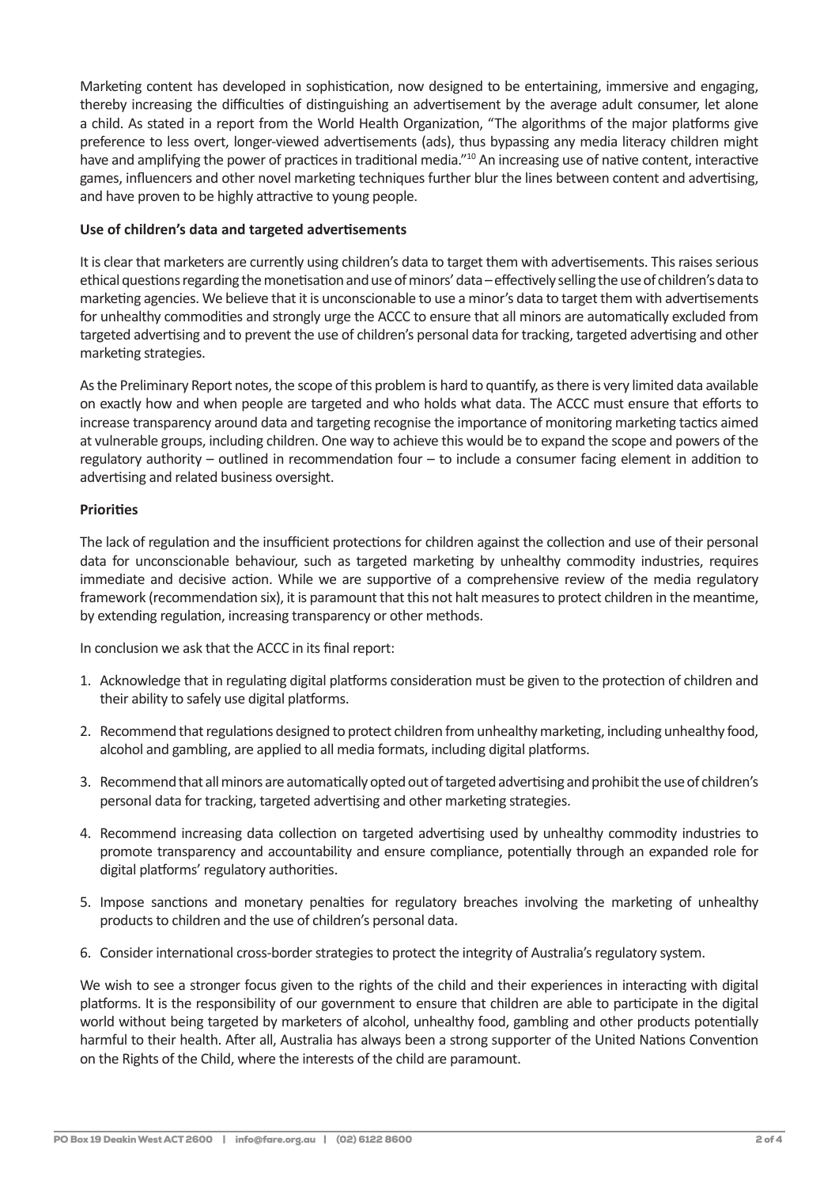Marketing content has developed in sophistication, now designed to be entertaining, immersive and engaging, thereby increasing the difficulties of distinguishing an advertisement by the average adult consumer, let alone a child. As stated in a report from the World Health Organization, "The algorithms of the major platforms give preference to less overt, longer-viewed advertisements (ads), thus bypassing any media literacy children might have and amplifying the power of practices in traditional media."[10] An increasing use of native content, interactive games, influencers and other novel marketing techniques further blur the lines between content and advertising, and have proven to be highly attractive to young people.

**Use of children's data and targeted advertisements**

It is clear that marketers are currently using children's data to target them with advertisements. This raises serious ethical questions regarding the monetisation and use of minors' data – effectively selling the use of children's data to marketing agencies. We believe that it is unconscionable to use a minor's data to target them with advertisements for unhealthy commodities and strongly urge the ACCC to ensure that all minors are automatically excluded from targeted advertising and to prevent the use of children's personal data for tracking, targeted advertising and other marketing strategies.

As the Preliminary Report notes, the scope of this problem is hard to quantify, as there is very limited data available on exactly how and when people are targeted and who holds what data. The ACCC must ensure that efforts to increase transparency around data and targeting recognise the importance of monitoring marketing tactics aimed at vulnerable groups, including children. One way to achieve this would be to expand the scope and powers of the regulatory authority – outlined in recommendation four – to include a consumer facing element in addition to advertising and related business oversight.

**Priorities**

The lack of regulation and the insufficient protections for children against the collection and use of their personal data for unconscionable behaviour, such as targeted marketing by unhealthy commodity industries, requires immediate and decisive action. While we are supportive of a comprehensive review of the media regulatory framework (recommendation six), it is paramount that this not halt measures to protect children in the meantime, by extending regulation, increasing transparency or other methods.

In conclusion we ask that the ACCC in its final report:

1. Acknowledge that in regulating digital platforms consideration must be given to the protection of children and their ability to safely use digital platforms.
2. Recommend that regulations designed to protect children from unhealthy marketing, including unhealthy food, alcohol and gambling, are applied to all media formats, including digital platforms.
3. Recommend that all minors are automatically opted out of targeted advertising and prohibit the use of children's personal data for tracking, targeted advertising and other marketing strategies.
4. Recommend increasing data collection on targeted advertising used by unhealthy commodity industries to promote transparency and accountability and ensure compliance, potentially through an expanded role for digital platforms' regulatory authorities.
5. Impose sanctions and monetary penalties for regulatory breaches involving the marketing of unhealthy products to children and the use of children's personal data.
6. Consider international cross-border strategies to protect the integrity of Australia's regulatory system.

We wish to see a stronger focus given to the rights of the child and their experiences in interacting with digital platforms. It is the responsibility of our government to ensure that children are able to participate in the digital world without being targeted by marketers of alcohol, unhealthy food, gambling and other products potentially harmful to their health. After all, Australia has always been a strong supporter of the United Nations Convention on the Rights of the Child, where the interests of the child are paramount.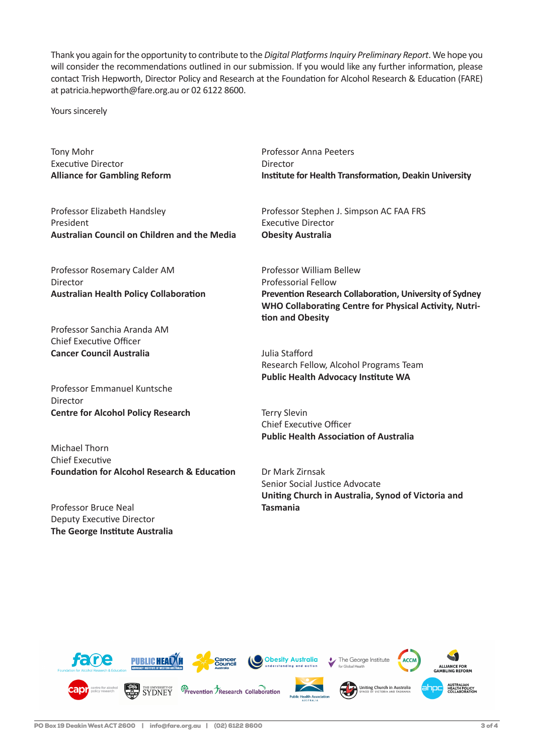Thank you again for the opportunity to contribute to the *Digital Platforms Inquiry Preliminary Report*. We hope you will consider the recommendations outlined in our submission. If you would like any further information, please contact Trish Hepworth, Director Policy and Research at the Foundation for Alcohol Research & Education (FARE) at patricia.hepworth@fare.org.au or 02 6122 8600.

Yours sincerely

Tony Mohr
Executive Director
**Alliance for Gambling Reform**

Professor Elizabeth Handsley
President
**Australian Council on Children and the Media**

Professor Rosemary Calder AM
Director
**Australian Health Policy Collaboration**

Professor Sanchia Aranda AM
Chief Executive Officer
**Cancer Council Australia**

Professor Emmanuel Kuntsche
Director
**Centre for Alcohol Policy Research**

Michael Thorn
Chief Executive
**Foundation for Alcohol Research & Education**

Professor Bruce Neal
Deputy Executive Director
**The George Institute Australia**

Professor Anna Peeters
Director
**Institute for Health Transformation, Deakin University**

Professor Stephen J. Simpson AC FAA FRS
Executive Director
**Obesity Australia**

Professor William Bellew
Professorial Fellow
**Prevention Research Collaboration, University of Sydney**
**WHO Collaborating Centre for Physical Activity, Nutrition and Obesity**

Julia Stafford
Research Fellow, Alcohol Programs Team
**Public Health Advocacy Institute WA**

Terry Slevin
Chief Executive Officer
**Public Health Association of Australia**

Dr Mark Zirnsak
Senior Social Justice Advocate
**Uniting Church in Australia, Synod of Victoria and Tasmania**

PO Box 19 Deakin West ACT 2600 | info@fare.org.au | (02) 6122 8600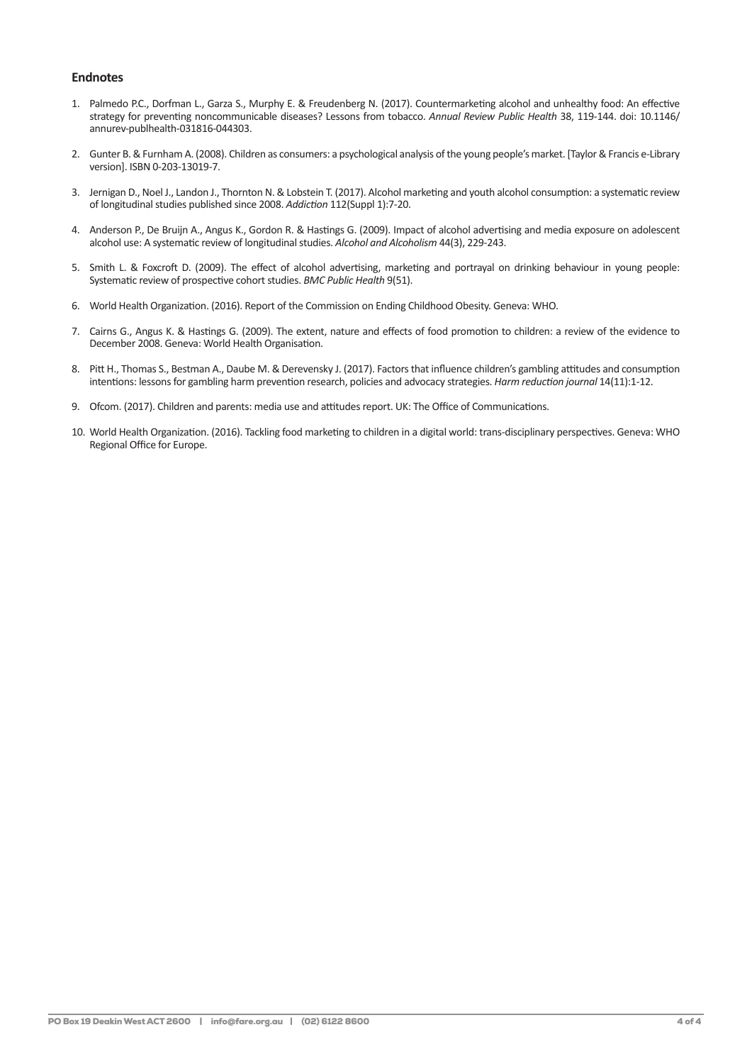## Endnotes

1. Palmedo P.C., Dorfman L., Garza S., Murphy E. & Freudenberg N. (2017). Countermarketing alcohol and unhealthy food: An effective strategy for preventing noncommunicable diseases? Lessons from tobacco. *Annual Review Public Health* 38, 119-144. doi: 10.1146/annurev-publhealth-031816-044303.
2. Gunter B. & Furnham A. (2008). Children as consumers: a psychological analysis of the young people's market. [Taylor & Francis e-Library version]. ISBN 0-203-13019-7.
3. Jernigan D., Noel J., Landon J., Thornton N. & Lobstein T. (2017). Alcohol marketing and youth alcohol consumption: a systematic review of longitudinal studies published since 2008. *Addiction* 112(Suppl 1):7-20.
4. Anderson P., De Bruijn A., Angus K., Gordon R. & Hastings G. (2009). Impact of alcohol advertising and media exposure on adolescent alcohol use: A systematic review of longitudinal studies. *Alcohol and Alcoholism* 44(3), 229-243.
5. Smith L. & Foxcroft D. (2009). The effect of alcohol advertising, marketing and portrayal on drinking behaviour in young people: Systematic review of prospective cohort studies. *BMC Public Health* 9(51).
6. World Health Organization. (2016). Report of the Commission on Ending Childhood Obesity. Geneva: WHO.
7. Cairns G., Angus K. & Hastings G. (2009). The extent, nature and effects of food promotion to children: a review of the evidence to December 2008. Geneva: World Health Organisation.
8. Pitt H., Thomas S., Bestman A., Daube M. & Derevensky J. (2017). Factors that influence children's gambling attitudes and consumption intentions: lessons for gambling harm prevention research, policies and advocacy strategies. *Harm reduction journal* 14(11):1-12.
9. Ofcom. (2017). Children and parents: media use and attitudes report. UK: The Office of Communications.
10. World Health Organization. (2016). Tackling food marketing to children in a digital world: trans-disciplinary perspectives. Geneva: WHO Regional Office for Europe.

PO Box 19 Deakin West ACT 2600 | info@fare.org.au | (02) 6122 8600